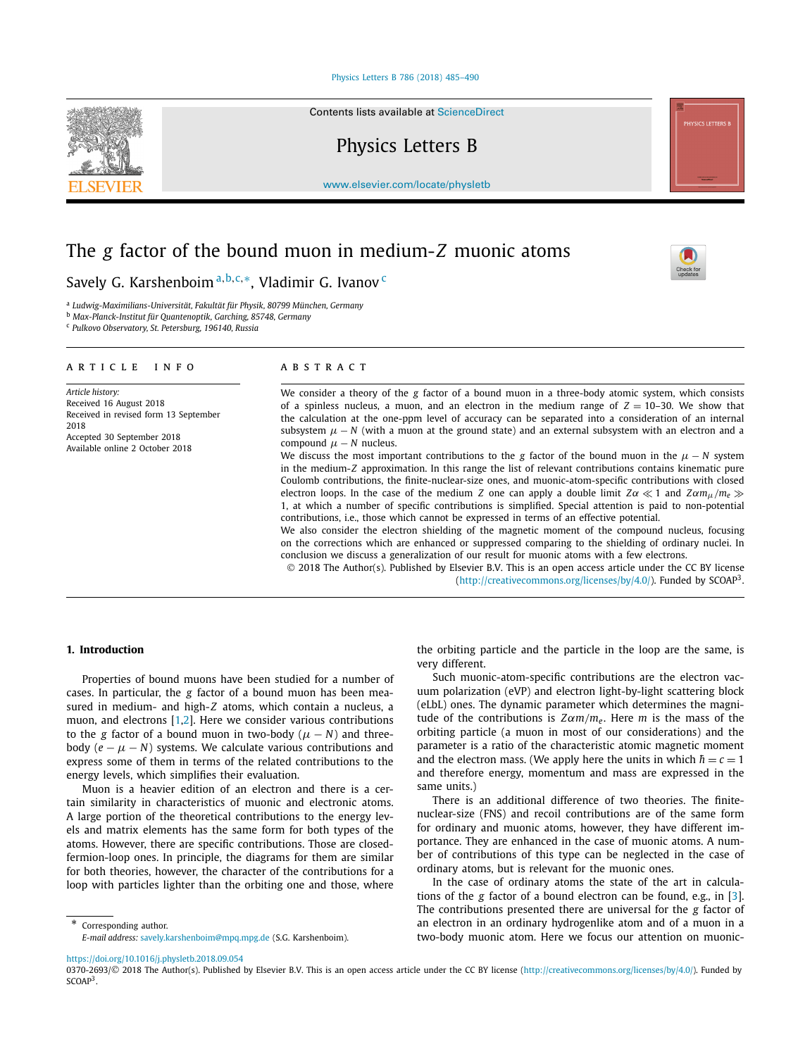# The $g$ factor of the bound muon in medium-$Z$ muonic atoms

Savely G. Karshenboim [a,b,c,*], Vladimir G. Ivanov [c]

[a] Ludwig-Maximilians-Universität, Fakultät für Physik, 80799 München, Germany
[b] Max-Planck-Institut für Quantenoptik, Garching, 85748, Germany
[c] Pulkovo Observatory, St. Petersburg, 196140, Russia

**ARTICLE INFO**

*Article history:*
Received 16 August 2018
Received in revised form 13 September 2018
Accepted 30 September 2018
Available online 2 October 2018

**ABSTRACT**

We consider a theory of the $g$ factor of a bound muon in a three-body atomic system, which consists of a spinless nucleus, a muon, and an electron in the medium range of $Z = 10$–$30$. We show that the calculation at the one-ppm level of accuracy can be separated into a consideration of an internal subsystem $\mu - N$ (with a muon at the ground state) and an external subsystem with an electron and a compound $\mu - N$ nucleus.

We discuss the most important contributions to the $g$ factor of the bound muon in the $\mu - N$ system in the medium-$Z$ approximation. In this range the list of relevant contributions contains kinematic pure Coulomb contributions, the finite-nuclear-size ones, and muonic-atom-specific contributions with closed electron loops. In the case of the medium $Z$ one can apply a double limit $Z\alpha \ll 1$ and $Z\alpha m_\mu/m_e \gg 1$, at which a number of specific contributions is simplified. Special attention is paid to non-potential contributions, i.e., those which cannot be expressed in terms of an effective potential.

We also consider the electron shielding of the magnetic moment of the compound nucleus, focusing on the corrections which are enhanced or suppressed comparing to the shielding of ordinary nuclei. In conclusion we discuss a generalization of our result for muonic atoms with a few electrons.

© 2018 The Author(s). Published by Elsevier B.V. This is an open access article under the CC BY license (http://creativecommons.org/licenses/by/4.0/). Funded by SCOAP[3].

## 1. Introduction

Properties of bound muons have been studied for a number of cases. In particular, the $g$ factor of a bound muon has been measured in medium- and high-$Z$ atoms, which contain a nucleus, a muon, and electrons [1,2]. Here we consider various contributions to the $g$ factor of a bound muon in two-body ($\mu - N$) and three-body ($e - \mu - N$) systems. We calculate various contributions and express some of them in terms of the related contributions to the energy levels, which simplifies their evaluation.

Muon is a heavier edition of an electron and there is a certain similarity in characteristics of muonic and electronic atoms. A large portion of the theoretical contributions to the energy levels and matrix elements has the same form for both types of the atoms. However, there are specific contributions. Those are closed-fermion-loop ones. In principle, the diagrams for them are similar for both theories, however, the character of the contributions for a loop with particles lighter than the orbiting one and those, where the orbiting particle and the particle in the loop are the same, is very different.

Such muonic-atom-specific contributions are the electron vacuum polarization (eVP) and electron light-by-light scattering block (eLbL) ones. The dynamic parameter which determines the magnitude of the contributions is $Z\alpha m/m_e$. Here $m$ is the mass of the orbiting particle (a muon in most of our considerations) and the parameter is a ratio of the characteristic atomic magnetic moment and the electron mass. (We apply here the units in which $\hbar = c = 1$ and therefore energy, momentum and mass are expressed in the same units.)

There is an additional difference of two theories. The finite-nuclear-size (FNS) and recoil contributions are of the same form for ordinary and muonic atoms, however, they have different importance. They are enhanced in the case of muonic atoms. A number of contributions of this type can be neglected in the case of ordinary atoms, but is relevant for the muonic ones.

In the case of ordinary atoms the state of the art in calculations of the $g$ factor of a bound electron can be found, e.g., in [3]. The contributions presented there are universal for the $g$ factor of an electron in an ordinary hydrogenlike atom and of a muon in a two-body muonic atom. Here we focus our attention on muonic-

* Corresponding author.
*E-mail address:* savely.karshenboim@mpq.mpg.de (S.G. Karshenboim).

https://doi.org/10.1016/j.physletb.2018.09.054
0370-2693/© 2018 The Author(s). Published by Elsevier B.V. This is an open access article under the CC BY license (http://creativecommons.org/licenses/by/4.0/). Funded by SCOAP[3].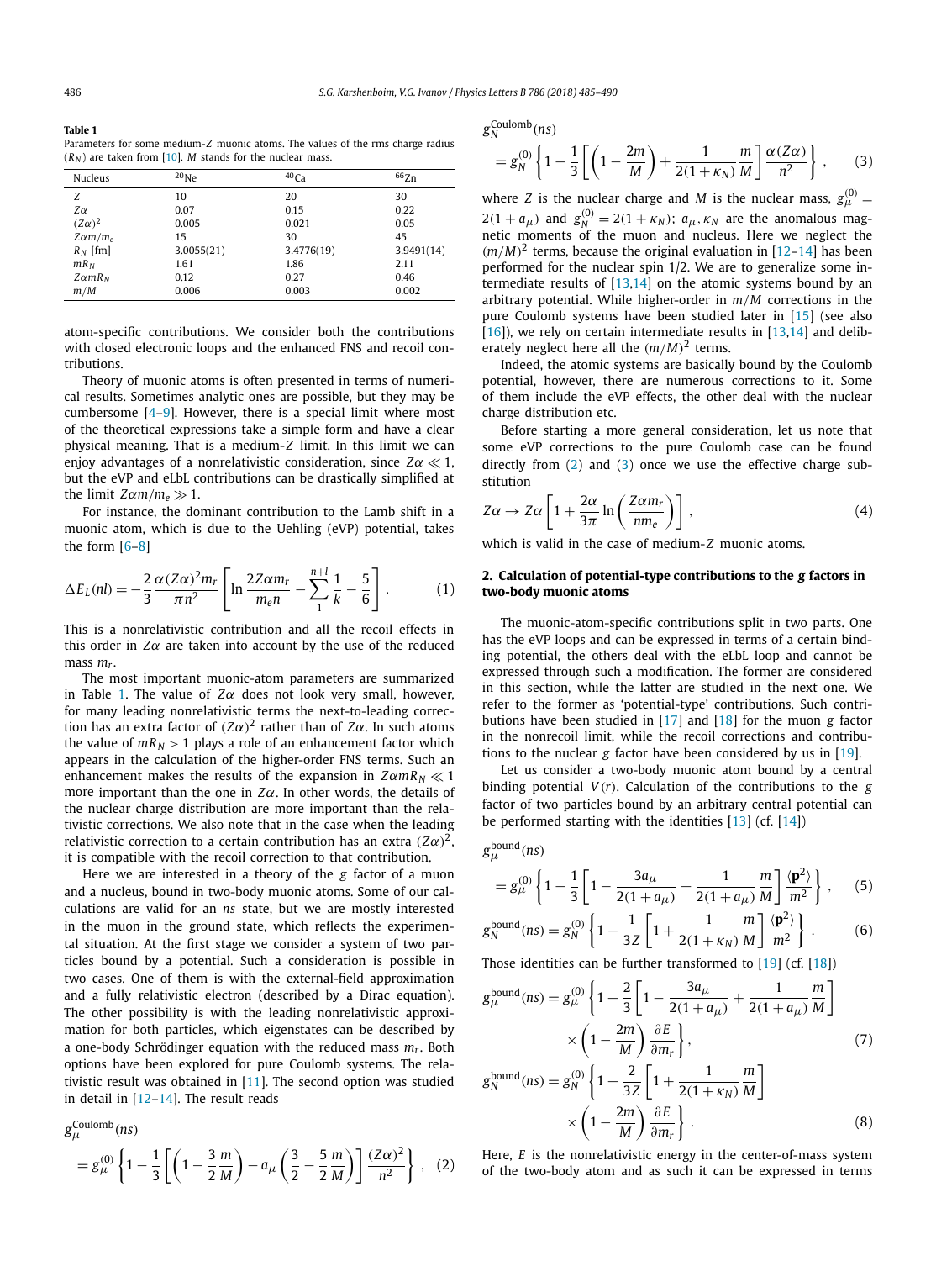**Table 1**
Parameters for some medium-$Z$ muonic atoms. The values of the rms charge radius ($R_N$) are taken from [10]. $M$ stands for the nuclear mass.

| Nucleus | $^{20}$Ne | $^{40}$Ca | $^{66}$Zn |
|---|---|---|---|
| $Z$ | 10 | 20 | 30 |
| $Z\alpha$ | 0.07 | 0.15 | 0.22 |
| $(Z\alpha)^2$ | 0.005 | 0.021 | 0.05 |
| $Z\alpha m/m_e$ | 15 | 30 | 45 |
| $R_N$ [fm] | 3.0055(21) | 3.4776(19) | 3.9491(14) |
| $mR_N$ | 1.61 | 1.86 | 2.11 |
| $Z\alpha mR_N$ | 0.12 | 0.27 | 0.46 |
| $m/M$ | 0.006 | 0.003 | 0.002 |

atom-specific contributions. We consider both the contributions with closed electronic loops and the enhanced FNS and recoil contributions.

Theory of muonic atoms is often presented in terms of numerical results. Sometimes analytic ones are possible, but they may be cumbersome [4–9]. However, there is a special limit where most of the theoretical expressions take a simple form and have a clear physical meaning. That is a medium-$Z$ limit. In this limit we can enjoy advantages of a nonrelativistic consideration, since $Z\alpha \ll 1$, but the eVP and eLbL contributions can be drastically simplified at the limit $Z\alpha m/m_e \gg 1$.

For instance, the dominant contribution to the Lamb shift in a muonic atom, which is due to the Uehling (eVP) potential, takes the form [6–8]

$$\Delta E_L(nl) = -\frac{2}{3}\frac{\alpha(Z\alpha)^2 m_r}{\pi n^2}\left[\ln\frac{2Z\alpha m_r}{m_e n} - \sum_1^{n+l}\frac{1}{k} - \frac{5}{6}\right]. \quad (1)$$

This is a nonrelativistic contribution and all the recoil effects in this order in $Z\alpha$ are taken into account by the use of the reduced mass $m_r$.

The most important muonic-atom parameters are summarized in Table 1. The value of $Z\alpha$ does not look very small, however, for many leading nonrelativistic terms the next-to-leading correction has an extra factor of $(Z\alpha)^2$ rather than of $Z\alpha$. In such atoms the value of $mR_N > 1$ plays a role of an enhancement factor which appears in the calculation of the higher-order FNS terms. Such an enhancement makes the results of the expansion in $Z\alpha mR_N \ll 1$ more important than the one in $Z\alpha$. In other words, the details of the nuclear charge distribution are more important than the relativistic corrections. We also note that in the case when the leading relativistic correction to a certain contribution has an extra $(Z\alpha)^2$, it is compatible with the recoil correction to that contribution.

Here we are interested in a theory of the $g$ factor of a muon and a nucleus, bound in two-body muonic atoms. Some of our calculations are valid for an $ns$ state, but we are mostly interested in the muon in the ground state, which reflects the experimental situation. At the first stage we consider a system of two particles bound by a potential. Such a consideration is possible in two cases. One of them is with the external-field approximation and a fully relativistic electron (described by a Dirac equation). The other possibility is with the leading nonrelativistic approximation for both particles, which eigenstates can be described by a one-body Schrödinger equation with the reduced mass $m_r$. Both options have been explored for pure Coulomb systems. The relativistic result was obtained in [11]. The second option was studied in detail in [12–14]. The result reads

$$g_\mu^{\rm Coulomb}(ns) = g_\mu^{(0)}\left\{1 - \frac{1}{3}\left[\left(1-\frac{3}{2}\frac{m}{M}\right) - a_\mu\left(\frac{3}{2}-\frac{5}{2}\frac{m}{M}\right)\right]\frac{(Z\alpha)^2}{n^2}\right\}, \quad (2)$$

$$g_N^{\rm Coulomb}(ns) = g_N^{(0)}\left\{1 - \frac{1}{3}\left[\left(1-\frac{2m}{M}\right) + \frac{1}{2(1+\kappa_N)}\frac{m}{M}\right]\frac{\alpha(Z\alpha)}{n^2}\right\}, \quad (3)$$

where $Z$ is the nuclear charge and $M$ is the nuclear mass, $g_\mu^{(0)} = 2(1+a_\mu)$ and $g_N^{(0)} = 2(1+\kappa_N)$; $a_\mu, \kappa_N$ are the anomalous magnetic moments of the muon and nucleus. Here we neglect the $(m/M)^2$ terms, because the original evaluation in [12–14] has been performed for the nuclear spin 1/2. We are to generalize some intermediate results of [13,14] on the atomic systems bound by an arbitrary potential. While higher-order in $m/M$ corrections in the pure Coulomb systems have been studied later in [15] (see also [16]), we rely on certain intermediate results in [13,14] and deliberately neglect here all the $(m/M)^2$ terms.

Indeed, the atomic systems are basically bound by the Coulomb potential, however, there are numerous corrections to it. Some of them include the eVP effects, the other deal with the nuclear charge distribution etc.

Before starting a more general consideration, let us note that some eVP corrections to the pure Coulomb case can be found directly from (2) and (3) once we use the effective charge substitution

$$Z\alpha \to Z\alpha\left[1 + \frac{2\alpha}{3\pi}\ln\left(\frac{Z\alpha m_r}{n m_e}\right)\right], \quad (4)$$

which is valid in the case of medium-$Z$ muonic atoms.

## 2. Calculation of potential-type contributions to the $g$ factors in two-body muonic atoms

The muonic-atom-specific contributions split in two parts. One has the eVP loops and can be expressed in terms of a certain binding potential, the others deal with the eLbL loop and cannot be expressed through such a modification. The former are considered in this section, while the latter are studied in the next one. We refer to the former as 'potential-type' contributions. Such contributions have been studied in [17] and [18] for the muon $g$ factor in the nonrecoil limit, while the recoil corrections and contributions to the nuclear $g$ factor have been considered by us in [19].

Let us consider a two-body muonic atom bound by a central binding potential $V(r)$. Calculation of the contributions to the $g$ factor of two particles bound by an arbitrary central potential can be performed starting with the identities [13] (cf. [14])

$$g_\mu^{\rm bound}(ns) = g_\mu^{(0)}\left\{1 - \frac{1}{3}\left[1 - \frac{3a_\mu}{2(1+a_\mu)} + \frac{1}{2(1+a_\mu)}\frac{m}{M}\right]\frac{\langle\mathbf{p}^2\rangle}{m^2}\right\}, \quad (5)$$

$$g_N^{\rm bound}(ns) = g_N^{(0)}\left\{1 - \frac{1}{3Z}\left[1 + \frac{1}{2(1+\kappa_N)}\frac{m}{M}\right]\frac{\langle\mathbf{p}^2\rangle}{m^2}\right\}. \quad (6)$$

Those identities can be further transformed to [19] (cf. [18])

$$g_\mu^{\rm bound}(ns) = g_\mu^{(0)}\left\{1 + \frac{2}{3}\left[1 - \frac{3a_\mu}{2(1+a_\mu)} + \frac{1}{2(1+a_\mu)}\frac{m}{M}\right]\times\left(1-\frac{2m}{M}\right)\frac{\partial E}{\partial m_r}\right\}, \quad (7)$$

$$g_N^{\rm bound}(ns) = g_N^{(0)}\left\{1 + \frac{2}{3Z}\left[1 + \frac{1}{2(1+\kappa_N)}\frac{m}{M}\right]\times\left(1-\frac{2m}{M}\right)\frac{\partial E}{\partial m_r}\right\}. \quad (8)$$

Here, $E$ is the nonrelativistic energy in the center-of-mass system of the two-body atom and as such it can be expressed in terms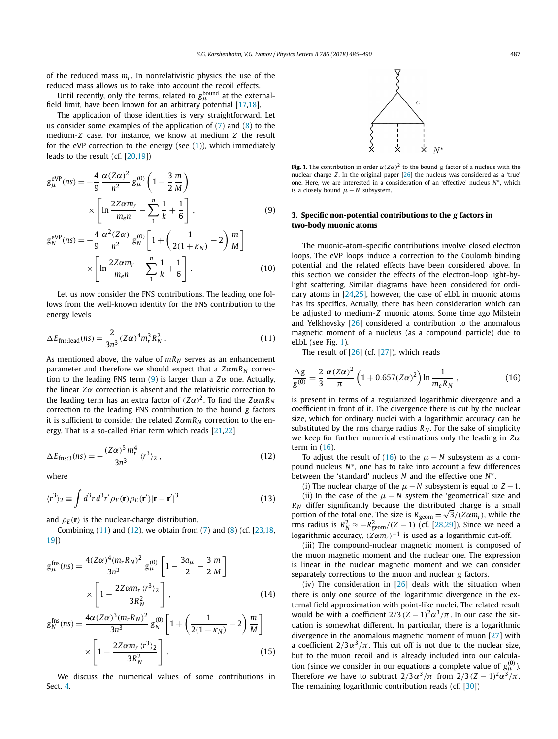of the reduced mass $m_r$. In nonrelativistic physics the use of the reduced mass allows us to take into account the recoil effects.

Until recently, only the terms, related to $g_\mu^{\rm bound}$ at the external-field limit, have been known for an arbitrary potential [17,18].

The application of those identities is very straightforward. Let us consider some examples of the application of (7) and (8) to the medium-$Z$ case. For instance, we know at medium $Z$ the result for the eVP correction to the energy (see (1)), which immediately leads to the result (cf. [20,19])

$$g_\mu^{\rm eVP}(ns) = -\frac{4}{9}\frac{\alpha(Z\alpha)^2}{n^2}\,g_\mu^{(0)}\left(1-\frac{3}{2}\frac{m}{M}\right)\times\left[\ln\frac{2Z\alpha m_r}{m_e n}-\sum_1^n\frac{1}{k}+\frac{1}{6}\right], \tag{9}$$

$$g_N^{\rm eVP}(ns) = -\frac{4}{9}\frac{\alpha^2(Z\alpha)}{n^2}\,g_N^{(0)}\left[1+\left(\frac{1}{2(1+\kappa_N)}-2\right)\frac{m}{M}\right]\times\left[\ln\frac{2Z\alpha m_r}{m_e n}-\sum_1^n\frac{1}{k}+\frac{1}{6}\right]. \tag{10}$$

Let us now consider the FNS contributions. The leading one follows from the well-known identity for the FNS contribution to the energy levels

$$\Delta E_{\rm fns:lead}(ns) = \frac{2}{3n^3}(Z\alpha)^4 m_r^3 R_N^2\,. \tag{11}$$

As mentioned above, the value of $mR_N$ serves as an enhancement parameter and therefore we should expect that a $Z\alpha m R_N$ correction to the leading FNS term (9) is larger than a $Z\alpha$ one. Actually, the linear $Z\alpha$ correction is absent and the relativistic correction to the leading term has an extra factor of $(Z\alpha)^2$. To find the $Z\alpha m R_N$ correction to the leading FNS contribution to the bound $g$ factors it is sufficient to consider the related $Z\alpha m R_N$ correction to the energy. That is a so-called Friar term which reads [21,22]

$$\Delta E_{\rm fns:3}(ns) = -\frac{(Z\alpha)^5 m_r^4}{3n^3}\langle r^3\rangle_2\,, \tag{12}$$

where

$$\langle r^3\rangle_2 \equiv \int d^3r\,d^3r'\,\rho_E(\mathbf{r})\rho_E(\mathbf{r}')|\mathbf{r}-\mathbf{r}'|^3 \tag{13}$$

and $\rho_E(\mathbf{r})$ is the nuclear-charge distribution.

Combining (11) and (12), we obtain from (7) and (8) (cf. [23,18,19])

$$g_\mu^{\rm fns}(ns) = \frac{4(Z\alpha)^4(m_rR_N)^2}{3n^3}\,g_\mu^{(0)}\left[1-\frac{3a_\mu}{2}-\frac{3}{2}\frac{m}{M}\right]\times\left[1-\frac{2Z\alpha m_r\langle r^3\rangle_2}{3R_N^2}\right], \tag{14}$$

$$g_N^{\rm fns}(ns) = \frac{4\alpha(Z\alpha)^3(m_rR_N)^2}{3n^3}\,g_N^{(0)}\left[1+\left(\frac{1}{2(1+\kappa_N)}-2\right)\frac{m}{M}\right]\times\left[1-\frac{2Z\alpha m_r\langle r^3\rangle_2}{3R_N^2}\right]. \tag{15}$$

We discuss the numerical values of some contributions in Sect. 4.

Fig. 1. The contribution in order $\alpha(Z\alpha)^2$ to the bound $g$ factor of a nucleus with the nuclear charge $Z$. In the original paper [26] the nucleus was considered as a 'true' one. Here, we are interested in a consideration of an 'effective' nucleus $N^*$, which is a closely bound $\mu-N$ subsystem.

## 3. Specific non-potential contributions to the $g$ factors in two-body muonic atoms

The muonic-atom-specific contributions involve closed electron loops. The eVP loops induce a correction to the Coulomb binding potential and the related effects have been considered above. In this section we consider the effects of the electron-loop light-by-light scattering. Similar diagrams have been considered for ordinary atoms in [24,25], however, the case of eLbL in muonic atoms has its specifics. Actually, there has been consideration which can be adjusted to medium-$Z$ muonic atoms. Some time ago Milstein and Yelkhovsky [26] considered a contribution to the anomalous magnetic moment of a nucleus (as a compound particle) due to eLbL (see Fig. 1).

The result of [26] (cf. [27]), which reads

$$\frac{\Delta g}{g^{(0)}} = \frac{2}{3}\frac{\alpha(Z\alpha)^2}{\pi}\left(1+0.657(Z\alpha)^2\right)\ln\frac{1}{m_eR_N}\,, \tag{16}$$

is present in terms of a regularized logarithmic divergence and a coefficient in front of it. The divergence there is cut by the nuclear size, which for ordinary nuclei with a logarithmic accuracy can be substituted by the rms charge radius $R_N$. For the sake of simplicity we keep for further numerical estimations only the leading in $Z\alpha$ term in (16).

To adjust the result of (16) to the $\mu-N$ subsystem as a compound nucleus $N^*$, one has to take into account a few differences between the 'standard' nucleus $N$ and the effective one $N^*$.

(i) The nuclear charge of the $\mu-N$ subsystem is equal to $Z-1$.

(ii) In the case of the $\mu-N$ system the 'geometrical' size and $R_N$ differ significantly because the distributed charge is a small portion of the total one. The size is $R_{\rm geom}=\sqrt{3}/(Z\alpha m_r)$, while the rms radius is $R_N^2\approx -R_{\rm geom}^2/(Z-1)$ (cf. [28,29]). Since we need a logarithmic accuracy, $(Z\alpha m_r)^{-1}$ is used as a logarithmic cut-off.

(iii) The compound-nuclear magnetic moment is composed of the muon magnetic moment and the nuclear one. The expression is linear in the nuclear magnetic moment and we can consider separately corrections to the muon and nuclear $g$ factors.

(iv) The consideration in [26] deals with the situation when there is only one source of the logarithmic divergence in the external field approximation with point-like nuclei. The related result would be with a coefficient $2/3\,(Z-1)^2\alpha^3/\pi$. In our case the situation is somewhat different. In particular, there is a logarithmic divergence in the anomalous magnetic moment of muon [27] with a coefficient $2/3\,\alpha^3/\pi$. This cut off is not due to the nuclear size, but to the muon recoil and is already included into our calculation (since we consider in our equations a complete value of $g_\mu^{(0)}$). Therefore we have to subtract $2/3\,\alpha^3/\pi$ from $2/3\,(Z-1)^2\alpha^3/\pi$. The remaining logarithmic contribution reads (cf. [30])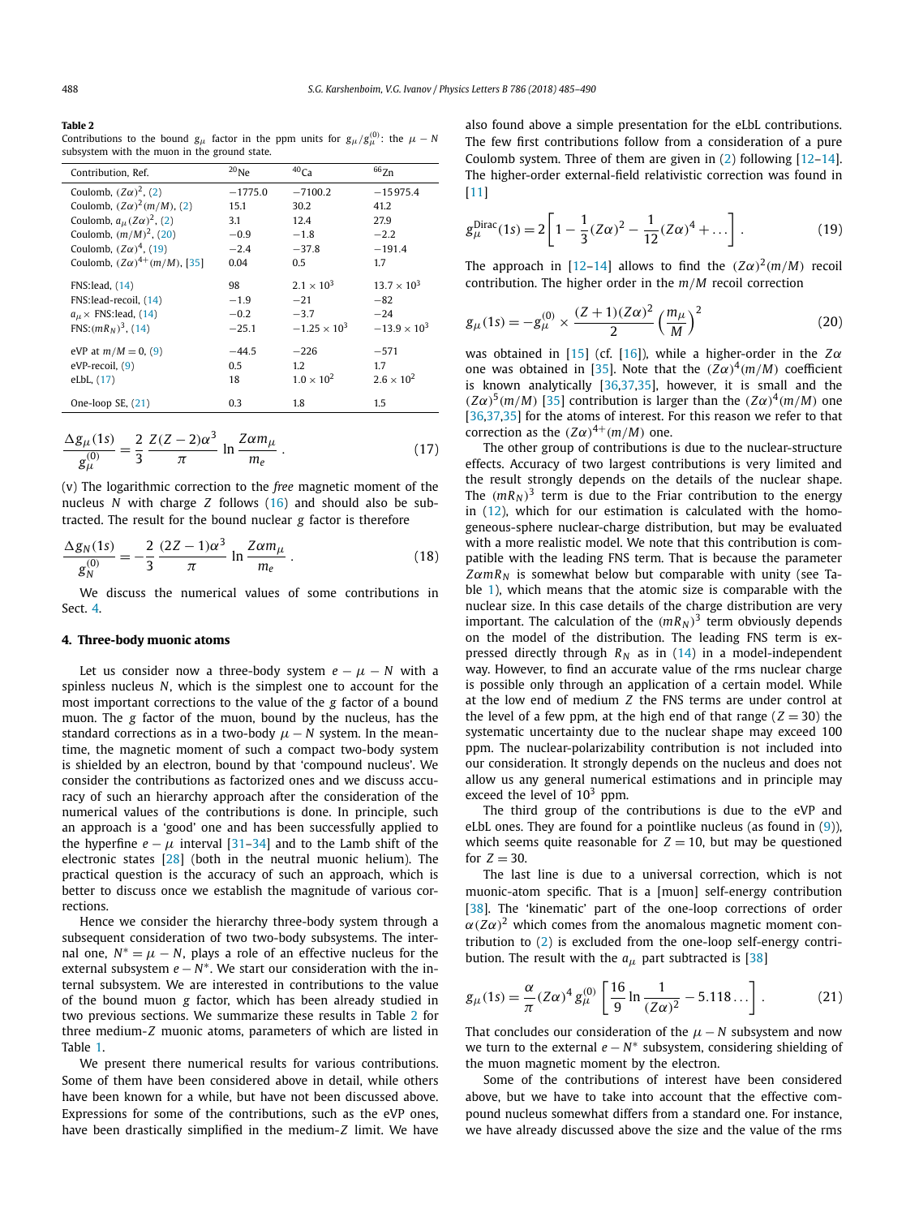**Table 2**
Contributions to the bound $g_\mu$ factor in the ppm units for $g_\mu/g_\mu^{(0)}$: the $\mu - N$ subsystem with the muon in the ground state.

| Contribution, Ref. | $^{20}$Ne | $^{40}$Ca | $^{66}$Zn |
|---|---|---|---|
| Coulomb, $(Z\alpha)^2$, (2) | −1775.0 | −7100.2 | −15 975.4 |
| Coulomb, $(Z\alpha)^2(m/M)$, (2) | 15.1 | 30.2 | 41.2 |
| Coulomb, $a_\mu(Z\alpha)^2$, (2) | 3.1 | 12.4 | 27.9 |
| Coulomb, $(m/M)^2$, (20) | −0.9 | −1.8 | −2.2 |
| Coulomb, $(Z\alpha)^4$, (19) | −2.4 | −37.8 | −191.4 |
| Coulomb, $(Z\alpha)^{4+}(m/M)$, [35] | 0.04 | 0.5 | 1.7 |
| FNS:lead, (14) | 98 | $2.1 \times 10^3$ | $13.7 \times 10^3$ |
| FNS:lead-recoil, (14) | −1.9 | −21 | −82 |
| $a_\mu\times$ FNS:lead, (14) | −0.2 | −3.7 | −24 |
| FNS:$(mR_N)^3$, (14) | −25.1 | $-1.25 \times 10^3$ | $-13.9 \times 10^3$ |
| eVP at $m/M = 0$, (9) | −44.5 | −226 | −571 |
| eVP-recoil, (9) | 0.5 | 1.2 | 1.7 |
| eLbL, (17) | 18 | $1.0 \times 10^2$ | $2.6 \times 10^2$ |
| One-loop SE, (21) | 0.3 | 1.8 | 1.5 |

$$\frac{\Delta g_\mu(1s)}{g_\mu^{(0)}} = \frac{2}{3}\,\frac{Z(Z-2)\alpha^3}{\pi}\,\ln\frac{Z\alpha m_\mu}{m_e}\,. \tag{17}$$

(v) The logarithmic correction to the *free* magnetic moment of the nucleus $N$ with charge $Z$ follows (16) and should also be subtracted. The result for the bound nuclear $g$ factor is therefore

$$\frac{\Delta g_N(1s)}{g_N^{(0)}} = -\frac{2}{3}\,\frac{(2Z-1)\alpha^3}{\pi}\,\ln\frac{Z\alpha m_\mu}{m_e}\,. \tag{18}$$

We discuss the numerical values of some contributions in Sect. 4.

## 4. Three-body muonic atoms

Let us consider now a three-body system $e - \mu - N$ with a spinless nucleus $N$, which is the simplest one to account for the most important corrections to the value of the $g$ factor of a bound muon. The $g$ factor of the muon, bound by the nucleus, has the standard corrections as in a two-body $\mu - N$ system. In the meantime, the magnetic moment of such a compact two-body system is shielded by an electron, bound by that 'compound nucleus'. We consider the contributions as factorized ones and we discuss accuracy of such an hierarchy approach after the consideration of the numerical values of the contributions is done. In principle, such an approach is a 'good' one and has been successfully applied to the hyperfine $e - \mu$ interval [31–34] and to the Lamb shift of the electronic states [28] (both in the neutral muonic helium). The practical question is the accuracy of such an approach, which is better to discuss once we establish the magnitude of various corrections.

Hence we consider the hierarchy three-body system through a subsequent consideration of two two-body subsystems. The internal one, $N^* = \mu - N$, plays a role of an effective nucleus for the external subsystem $e - N^*$. We start our consideration with the internal subsystem. We are interested in contributions to the value of the bound muon $g$ factor, which has been already studied in two previous sections. We summarize these results in Table 2 for three medium-$Z$ muonic atoms, parameters of which are listed in Table 1.

We present there numerical results for various contributions. Some of them have been considered above in detail, while others have been known for a while, but have not been discussed above. Expressions for some of the contributions, such as the eVP ones, have been drastically simplified in the medium-$Z$ limit. We have also found above a simple presentation for the eLbL contributions. The few first contributions follow from a consideration of a pure Coulomb system. Three of them are given in (2) following [12–14]. The higher-order external-field relativistic correction was found in [11]

$$g_\mu^{\rm Dirac}(1s) = 2\left[1 - \frac{1}{3}(Z\alpha)^2 - \frac{1}{12}(Z\alpha)^4 + \dots\right]. \tag{19}$$

The approach in [12–14] allows to find the $(Z\alpha)^2(m/M)$ recoil contribution. The higher order in the $m/M$ recoil correction

$$g_\mu(1s) = -g_\mu^{(0)} \times \frac{(Z+1)(Z\alpha)^2}{2}\left(\frac{m_\mu}{M}\right)^2 \tag{20}$$

was obtained in [15] (cf. [16]), while a higher-order in the $Z\alpha$ one was obtained in [35]. Note that the $(Z\alpha)^4(m/M)$ coefficient is known analytically [36,37,35], however, it is small and the $(Z\alpha)^5(m/M)$ [35] contribution is larger than the $(Z\alpha)^4(m/M)$ one [36,37,35] for the atoms of interest. For this reason we refer to that correction as the $(Z\alpha)^{4+}(m/M)$ one.

The other group of contributions is due to the nuclear-structure effects. Accuracy of two largest contributions is very limited and the result strongly depends on the details of the nuclear shape. The $(mR_N)^3$ term is due to the Friar contribution to the energy in (12), which for our estimation is calculated with the homogeneous-sphere nuclear-charge distribution, but may be evaluated with a more realistic model. We note that this contribution is compatible with the leading FNS term. That is because the parameter $Z\alpha mR_N$ is somewhat below but comparable with unity (see Table 1), which means that the atomic size is comparable with the nuclear size. In this case details of the charge distribution are very important. The calculation of the $(mR_N)^3$ term obviously depends on the model of the distribution. The leading FNS term is expressed directly through $R_N$ as in (14) in a model-independent way. However, to find an accurate value of the rms nuclear charge is possible only through an application of a certain model. While at the low end of medium $Z$ the FNS terms are under control at the level of a few ppm, at the high end of that range ($Z = 30$) the systematic uncertainty due to the nuclear shape may exceed 100 ppm. The nuclear-polarizability contribution is not included into our consideration. It strongly depends on the nucleus and does not allow us any general numerical estimations and in principle may exceed the level of $10^3$ ppm.

The third group of the contributions is due to the eVP and eLbL ones. They are found for a pointlike nucleus (as found in (9)), which seems quite reasonable for $Z = 10$, but may be questioned for $Z = 30$.

The last line is due to a universal correction, which is not muonic-atom specific. That is a [muon] self-energy contribution [38]. The 'kinematic' part of the one-loop corrections of order $\alpha(Z\alpha)^2$ which comes from the anomalous magnetic moment contribution to (2) is excluded from the one-loop self-energy contribution. The result with the $a_\mu$ part subtracted is [38]

$$g_\mu(1s) = \frac{\alpha}{\pi}(Z\alpha)^4\, g_\mu^{(0)}\left[\frac{16}{9}\ln\frac{1}{(Z\alpha)^2} - 5.118\dots\right]. \tag{21}$$

That concludes our consideration of the $\mu - N$ subsystem and now we turn to the external $e - N^*$ subsystem, considering shielding of the muon magnetic moment by the electron.

Some of the contributions of interest have been considered above, but we have to take into account that the effective compound nucleus somewhat differs from a standard one. For instance, we have already discussed above the size and the value of the rms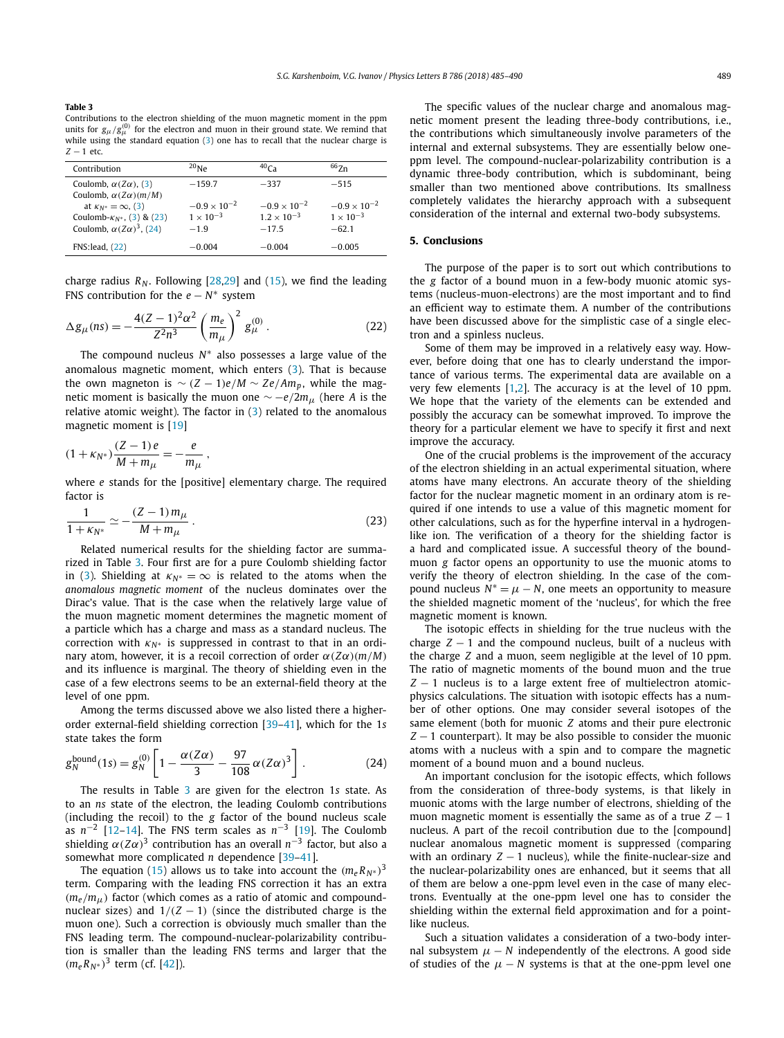**Table 3**
Contributions to the electron shielding of the muon magnetic moment in the ppm units for $g_\mu/g_\mu^{(0)}$ for the electron and muon in their ground state. We remind that while using the standard equation (3) one has to recall that the nuclear charge is $Z-1$ etc.

| Contribution | $^{20}$Ne | $^{40}$Ca | $^{66}$Zn |
|---|---|---|---|
| Coulomb, $\alpha(Z\alpha)$, (3) | $-159.7$ | $-337$ | $-515$ |
| Coulomb, $\alpha(Z\alpha)(m/M)$ at $\kappa_{N^*}=\infty$, (3) | $-0.9\times10^{-2}$ | $-0.9\times10^{-2}$ | $-0.9\times10^{-2}$ |
| Coulomb-$\kappa_{N^*}$, (3) & (23) | $1\times10^{-3}$ | $1.2\times10^{-3}$ | $1\times10^{-3}$ |
| Coulomb, $\alpha(Z\alpha)^3$, (24) | $-1.9$ | $-17.5$ | $-62.1$ |
| FNS:lead, (22) | $-0.004$ | $-0.004$ | $-0.005$ |

charge radius $R_N$. Following [28,29] and (15), we find the leading FNS contribution for the $e-N^*$ system

$$\Delta g_\mu(ns) = -\frac{4(Z-1)^2\alpha^2}{Z^2n^3}\left(\frac{m_e}{m_\mu}\right)^2 g_\mu^{(0)}\,. \tag{22}$$

The compound nucleus $N^*$ also possesses a large value of the anomalous magnetic moment, which enters (3). That is because the own magneton is $\sim (Z-1)e/M \sim Ze/Am_p$, while the magnetic moment is basically the muon one $\sim -e/2m_\mu$ (here $A$ is the relative atomic weight). The factor in (3) related to the anomalous magnetic moment is [19]

$$(1+\kappa_{N^*})\frac{(Z-1)\,e}{M+m_\mu} = -\frac{e}{m_\mu}\,,$$

where $e$ stands for the [positive] elementary charge. The required factor is

$$\frac{1}{1+\kappa_{N^*}} \simeq -\frac{(Z-1)\,m_\mu}{M+m_\mu}\,. \tag{23}$$

Related numerical results for the shielding factor are summarized in Table 3. Four first are for a pure Coulomb shielding factor in (3). Shielding at $\kappa_{N^*}=\infty$ is related to the atoms when the *anomalous magnetic moment* of the nucleus dominates over the Dirac's value. That is the case when the relatively large value of the muon magnetic moment determines the magnetic moment of a particle which has a charge and mass as a standard nucleus. The correction with $\kappa_{N^*}$ is suppressed in contrast to that in an ordinary atom, however, it is a recoil correction of order $\alpha(Z\alpha)(m/M)$ and its influence is marginal. The theory of shielding even in the case of a few electrons seems to be an external-field theory at the level of one ppm.

Among the terms discussed above we also listed there a higher-order external-field shielding correction [39–41], which for the 1$s$ state takes the form

$$g_N^{\rm bound}(1s) = g_N^{(0)}\left[1-\frac{\alpha(Z\alpha)}{3}-\frac{97}{108}\alpha(Z\alpha)^3\right]. \tag{24}$$

The results in Table 3 are given for the electron 1$s$ state. As to an $ns$ state of the electron, the leading Coulomb contributions (including the recoil) to the $g$ factor of the bound nucleus scale as $n^{-2}$ [12–14]. The FNS term scales as $n^{-3}$ [19]. The Coulomb shielding $\alpha(Z\alpha)^3$ contribution has an overall $n^{-3}$ factor, but also a somewhat more complicated $n$ dependence [39–41].

The equation (15) allows us to take into account the $(m_eR_{N^*})^3$ term. Comparing with the leading FNS correction it has an extra $(m_e/m_\mu)$ factor (which comes as a ratio of atomic and compound-nuclear sizes) and $1/(Z-1)$ (since the distributed charge is the muon one). Such a correction is obviously much smaller than the FNS leading term. The compound-nuclear-polarizability contribution is smaller than the leading FNS terms and larger that the $(m_eR_{N^*})^3$ term (cf. [42]).

The specific values of the nuclear charge and anomalous magnetic moment present the leading three-body contributions, i.e., the contributions which simultaneously involve parameters of the internal and external subsystems. They are essentially below one-ppm level. The compound-nuclear-polarizability contribution is a dynamic three-body contribution, which is subdominant, being smaller than two mentioned above contributions. Its smallness completely validates the hierarchy approach with a subsequent consideration of the internal and external two-body subsystems.

## 5. Conclusions

The purpose of the paper is to sort out which contributions to the $g$ factor of a bound muon in a few-body muonic atomic systems (nucleus-muon-electrons) are the most important and to find an efficient way to estimate them. A number of the contributions have been discussed above for the simplistic case of a single electron and a spinless nucleus.

Some of them may be improved in a relatively easy way. However, before doing that one has to clearly understand the importance of various terms. The experimental data are available on a very few elements [1,2]. The accuracy is at the level of 10 ppm. We hope that the variety of the elements can be extended and possibly the accuracy can be somewhat improved. To improve the theory for a particular element we have to specify it first and next improve the accuracy.

One of the crucial problems is the improvement of the accuracy of the electron shielding in an actual experimental situation, where atoms have many electrons. An accurate theory of the shielding factor for the nuclear magnetic moment in an ordinary atom is required if one intends to use a value of this magnetic moment for other calculations, such as for the hyperfine interval in a hydrogen-like ion. The verification of a theory for the shielding factor is a hard and complicated issue. A successful theory of the bound-muon $g$ factor opens an opportunity to use the muonic atoms to verify the theory of electron shielding. In the case of the compound nucleus $N^* = \mu - N$, one meets an opportunity to measure the shielded magnetic moment of the 'nucleus', for which the free magnetic moment is known.

The isotopic effects in shielding for the true nucleus with the charge $Z-1$ and the compound nucleus, built of a nucleus with the charge $Z$ and a muon, seem negligible at the level of 10 ppm. The ratio of magnetic moments of the bound muon and the true $Z-1$ nucleus is to a large extent free of multielectron atomic-physics calculations. The situation with isotopic effects has a number of other options. One may consider several isotopes of the same element (both for muonic $Z$ atoms and their pure electronic $Z-1$ counterpart). It may be also possible to consider the muonic atoms with a nucleus with a spin and to compare the magnetic moment of a bound muon and a bound nucleus.

An important conclusion for the isotopic effects, which follows from the consideration of three-body systems, is that likely in muonic atoms with the large number of electrons, shielding of the muon magnetic moment is essentially the same as of a true $Z-1$ nucleus. A part of the recoil contribution due to the [compound] nuclear anomalous magnetic moment is suppressed (comparing with an ordinary $Z-1$ nucleus), while the finite-nuclear-size and the nuclear-polarizability ones are enhanced, but it seems that all of them are below a one-ppm level even in the case of many electrons. Eventually at the one-ppm level one has to consider the shielding within the external field approximation and for a point-like nucleus.

Such a situation validates a consideration of a two-body internal subsystem $\mu - N$ independently of the electrons. A good side of studies of the $\mu - N$ systems is that at the one-ppm level one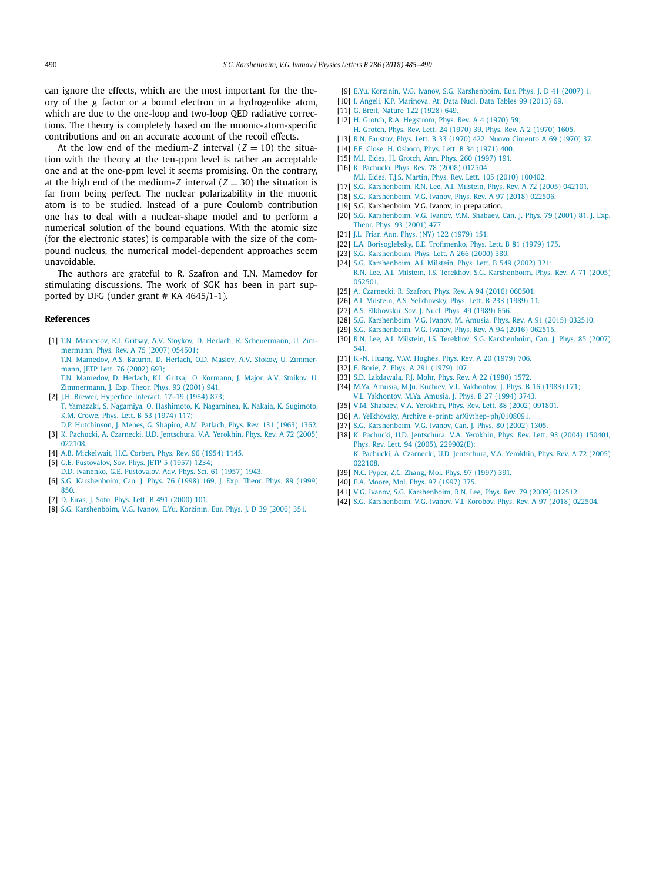can ignore the effects, which are the most important for the theory of the $g$ factor or a bound electron in a hydrogenlike atom, which are due to the one-loop and two-loop QED radiative corrections. The theory is completely based on the muonic-atom-specific contributions and on an accurate account of the recoil effects.

At the low end of the medium-$Z$ interval ($Z = 10$) the situation with the theory at the ten-ppm level is rather an acceptable one and at the one-ppm level it seems promising. On the contrary, at the high end of the medium-$Z$ interval ($Z = 30$) the situation is far from being perfect. The nuclear polarizability in the muonic atom is to be studied. Instead of a pure Coulomb contribution one has to deal with a nuclear-shape model and to perform a numerical solution of the bound equations. With the atomic size (for the electronic states) is comparable with the size of the compound nucleus, the numerical model-dependent approaches seem unavoidable.

The authors are grateful to R. Szafron and T.N. Mamedov for stimulating discussions. The work of SGK has been in part supported by DFG (under grant # KA 4645/1-1).

## References

[1] T.N. Mamedov, K.I. Gritsay, A.V. Stoykov, D. Herlach, R. Scheuermann, U. Zimmermann, Phys. Rev. A 75 (2007) 054501;
T.N. Mamedov, A.S. Baturin, D. Herlach, O.D. Maslov, A.V. Stokov, U. Zimmermann, JETP Lett. 76 (2002) 693;
T.N. Mamedov, D. Herlach, K.I. Gritsaj, O. Kormann, J. Major, A.V. Stoikov, U. Zimmermann, J. Exp. Theor. Phys. 93 (2001) 941.

[2] J.H. Brewer, Hyperfine Interact. 17–19 (1984) 873;
T. Yamazaki, S. Nagamiya, O. Hashimoto, K. Nagaminea, K. Nakaia, K. Sugimoto, K.M. Crowe, Phys. Lett. B 53 (1974) 117;
D.P. Hutchinson, J. Menes, G. Shapiro, A.M. Patlach, Phys. Rev. 131 (1963) 1362.

[3] K. Pachucki, A. Czarnecki, U.D. Jentschura, V.A. Yerokhin, Phys. Rev. A 72 (2005) 022108.

[4] A.B. Mickelwait, H.C. Corben, Phys. Rev. 96 (1954) 1145.

[5] G.E. Pustovalov, Sov. Phys. JETP 5 (1957) 1234;
D.D. Ivanenko, G.E. Pustovalov, Adv. Phys. Sci. 61 (1957) 1943.

[6] S.G. Karshenboim, Can. J. Phys. 76 (1998) 169, J. Exp. Theor. Phys. 89 (1999) 850.

[7] D. Eiras, J. Soto, Phys. Lett. B 491 (2000) 101.

[8] S.G. Karshenboim, V.G. Ivanov, E.Yu. Korzinin, Eur. Phys. J. D 39 (2006) 351.

[9] E.Yu. Korzinin, V.G. Ivanov, S.G. Karshenboim, Eur. Phys. J. D 41 (2007) 1.

[10] I. Angeli, K.P. Marinova, At. Data Nucl. Data Tables 99 (2013) 69.

[11] G. Breit, Nature 122 (1928) 649.

[12] H. Grotch, R.A. Hegstrom, Phys. Rev. A 4 (1970) 59;
H. Grotch, Phys. Rev. Lett. 24 (1970) 39, Phys. Rev. A 2 (1970) 1605.

[13] R.N. Faustov, Phys. Lett. B 33 (1970) 422, Nuovo Cimento A 69 (1970) 37.

[14] F.E. Close, H. Osborn, Phys. Lett. B 34 (1971) 400.

[15] M.I. Eides, H. Grotch, Ann. Phys. 260 (1997) 191.

[16] K. Pachucki, Phys. Rev. 78 (2008) 012504;
M.I. Eides, T.J.S. Martin, Phys. Rev. Lett. 105 (2010) 100402.

[17] S.G. Karshenboim, R.N. Lee, A.I. Milstein, Phys. Rev. A 72 (2005) 042101.

[18] S.G. Karshenboim, V.G. Ivanov, Phys. Rev. A 97 (2018) 022506.

[19] S.G. Karshenboim, V.G. Ivanov, in preparation.

[20] S.G. Karshenboim, V.G. Ivanov, V.M. Shabaev, Can. J. Phys. 79 (2001) 81, J. Exp. Theor. Phys. 93 (2001) 477.

[21] J.L. Friar, Ann. Phys. (NY) 122 (1979) 151.

[22] L.A. Borisoglebsky, E.E. Trofimenko, Phys. Lett. B 81 (1979) 175.

[23] S.G. Karshenboim, Phys. Lett. A 266 (2000) 380.

[24] S.G. Karshenboim, A.I. Milstein, Phys. Lett. B 549 (2002) 321;
R.N. Lee, A.I. Milstein, I.S. Terekhov, S.G. Karshenboim, Phys. Rev. A 71 (2005) 052501.

[25] A. Czarnecki, R. Szafron, Phys. Rev. A 94 (2016) 060501.

[26] A.I. Milstein, A.S. Yelkhovsky, Phys. Lett. B 233 (1989) 11.

[27] A.S. Elkhovskii, Sov. J. Nucl. Phys. 49 (1989) 656.

[28] S.G. Karshenboim, V.G. Ivanov, M. Amusia, Phys. Rev. A 91 (2015) 032510.

[29] S.G. Karshenboim, V.G. Ivanov, Phys. Rev. A 94 (2016) 062515.

[30] R.N. Lee, A.I. Milstein, I.S. Terekhov, S.G. Karshenboim, Can. J. Phys. 85 (2007) 541.

[31] K.-N. Huang, V.W. Hughes, Phys. Rev. A 20 (1979) 706.

[32] E. Borie, Z. Phys. A 291 (1979) 107.

[33] S.D. Lakdawala, P.J. Mohr, Phys. Rev. A 22 (1980) 1572.

[34] M.Ya. Amusia, M.Ju. Kuchiev, V.L. Yakhontov, J. Phys. B 16 (1983) L71;
V.L. Yakhontov, M.Ya. Amusia, J. Phys. B 27 (1994) 3743.

[35] V.M. Shabaev, V.A. Yerokhin, Phys. Rev. Lett. 88 (2002) 091801.

[36] A. Yelkhovsky, Archive e-print: arXiv:hep-ph/0108091.

[37] S.G. Karshenboim, V.G. Ivanov, Can. J. Phys. 80 (2002) 1305.

[38] K. Pachucki, U.D. Jentschura, V.A. Yerokhin, Phys. Rev. Lett. 93 (2004) 150401, Phys. Rev. Lett. 94 (2005), 229902(E);
K. Pachucki, A. Czarnecki, U.D. Jentschura, V.A. Yerokhin, Phys. Rev. A 72 (2005) 022108.

[39] N.C. Pyper, Z.C. Zhang, Mol. Phys. 97 (1997) 391.

[40] E.A. Moore, Mol. Phys. 97 (1997) 375.

[41] V.G. Ivanov, S.G. Karshenboim, R.N. Lee, Phys. Rev. 79 (2009) 012512.

[42] S.G. Karshenboim, V.G. Ivanov, V.I. Korobov, Phys. Rev. A 97 (2018) 022504.